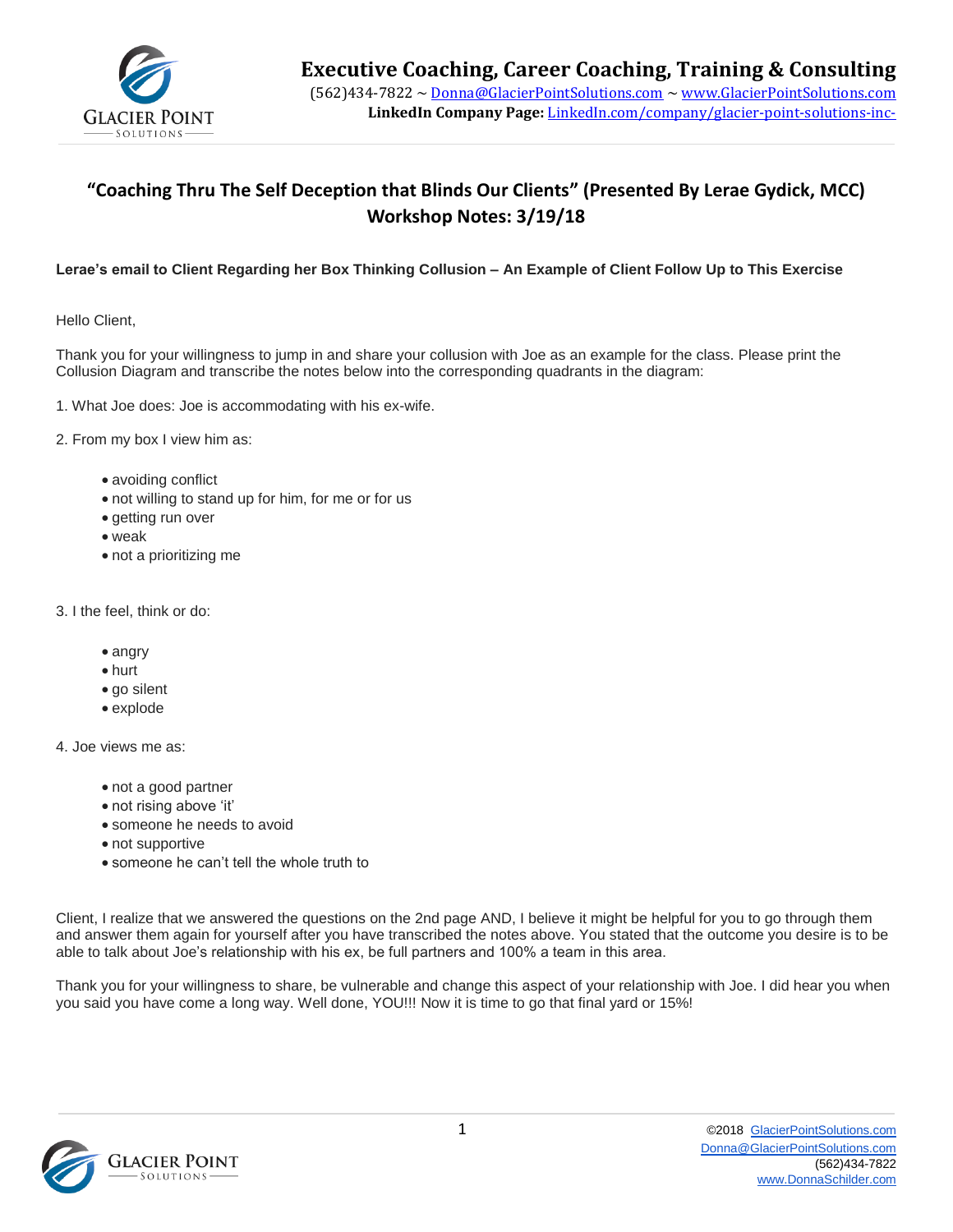# Executive Coaching, Career Coaching, Training & Consulting

(562)434-7822 ~ Donna@GlacierPointSolutions.com ~ www.GlacierPointSolutions.com
**LinkedIn Company Page:** LinkedIn.com/company/glacier-point-solutions-inc-

## "Coaching Thru The Self Deception that Blinds Our Clients" (Presented By Lerae Gydick, MCC) Workshop Notes: 3/19/18

**Lerae's email to Client Regarding her Box Thinking Collusion – An Example of Client Follow Up to This Exercise**

Hello Client,

Thank you for your willingness to jump in and share your collusion with Joe as an example for the class. Please print the Collusion Diagram and transcribe the notes below into the corresponding quadrants in the diagram:

1. What Joe does: Joe is accommodating with his ex-wife.

2. From my box I view him as:

- avoiding conflict
- not willing to stand up for him, for me or for us
- getting run over
- weak
- not a prioritizing me

3. I the feel, think or do:

- angry
- hurt
- go silent
- explode

4. Joe views me as:

- not a good partner
- not rising above 'it'
- someone he needs to avoid
- not supportive
- someone he can't tell the whole truth to

Client, I realize that we answered the questions on the 2nd page AND, I believe it might be helpful for you to go through them and answer them again for yourself after you have transcribed the notes above. You stated that the outcome you desire is to be able to talk about Joe's relationship with his ex, be full partners and 100% a team in this area.

Thank you for your willingness to share, be vulnerable and change this aspect of your relationship with Joe. I did hear you when you said you have come a long way. Well done, YOU!!! Now it is time to go that final yard or 15%!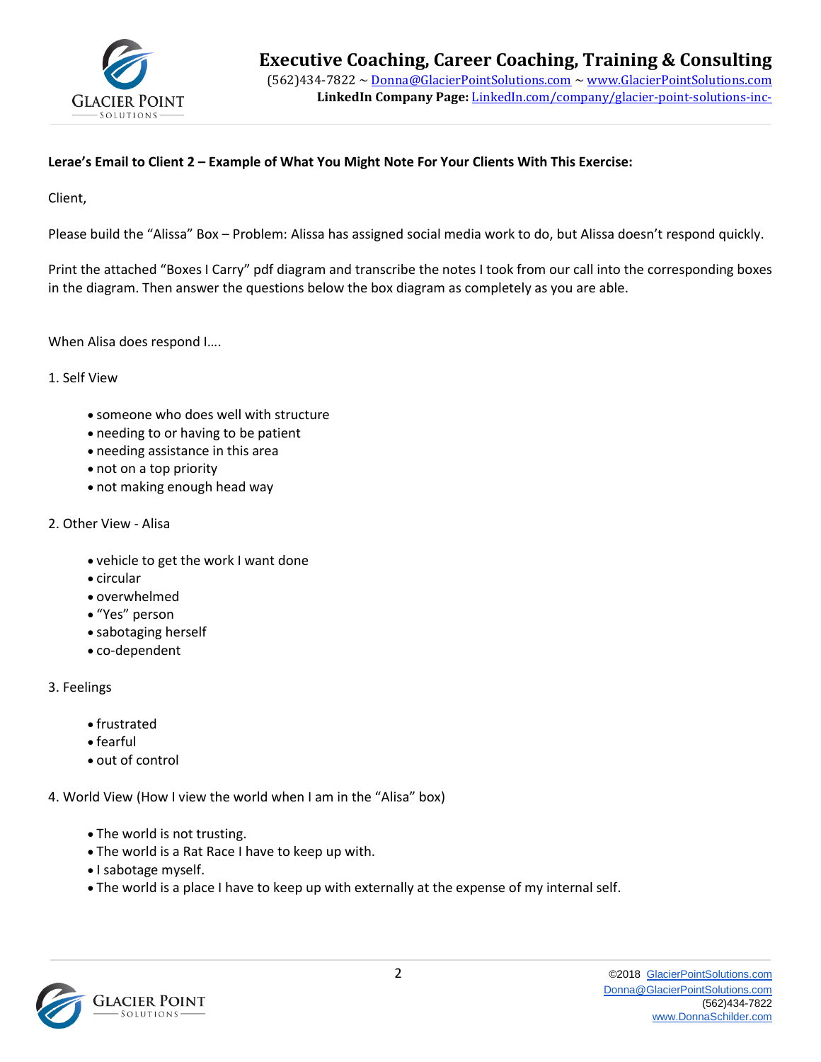**Lerae's Email to Client 2 – Example of What You Might Note For Your Clients With This Exercise:**

Client,

Please build the "Alissa" Box – Problem: Alissa has assigned social media work to do, but Alissa doesn't respond quickly.

Print the attached "Boxes I Carry" pdf diagram and transcribe the notes I took from our call into the corresponding boxes in the diagram. Then answer the questions below the box diagram as completely as you are able.

When Alisa does respond I….

1. Self View

- someone who does well with structure
- needing to or having to be patient
- needing assistance in this area
- not on a top priority
- not making enough head way

2. Other View - Alisa

- vehicle to get the work I want done
- circular
- overwhelmed
- "Yes" person
- sabotaging herself
- co-dependent

3. Feelings

- frustrated
- fearful
- out of control

4. World View (How I view the world when I am in the "Alisa" box)

- The world is not trusting.
- The world is a Rat Race I have to keep up with.
- I sabotage myself.
- The world is a place I have to keep up with externally at the expense of my internal self.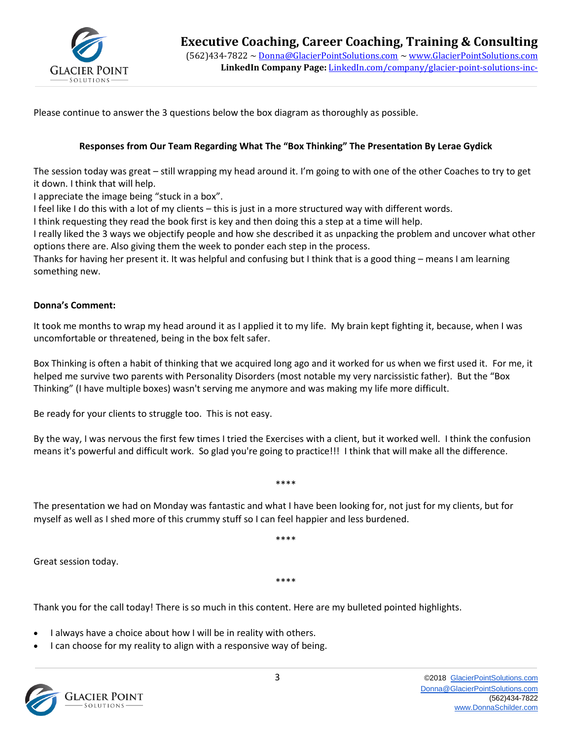Please continue to answer the 3 questions below the box diagram as thoroughly as possible.

**Responses from Our Team Regarding What The "Box Thinking" The Presentation By Lerae Gydick**

The session today was great – still wrapping my head around it. I'm going to with one of the other Coaches to try to get it down. I think that will help.
I appreciate the image being "stuck in a box".
I feel like I do this with a lot of my clients – this is just in a more structured way with different words.
I think requesting they read the book first is key and then doing this a step at a time will help.
I really liked the 3 ways we objectify people and how she described it as unpacking the problem and uncover what other options there are. Also giving them the week to ponder each step in the process.
Thanks for having her present it. It was helpful and confusing but I think that is a good thing – means I am learning something new.

**Donna's Comment:**

It took me months to wrap my head around it as I applied it to my life. My brain kept fighting it, because, when I was uncomfortable or threatened, being in the box felt safer.

Box Thinking is often a habit of thinking that we acquired long ago and it worked for us when we first used it. For me, it helped me survive two parents with Personality Disorders (most notable my very narcissistic father). But the "Box Thinking" (I have multiple boxes) wasn't serving me anymore and was making my life more difficult.

Be ready for your clients to struggle too. This is not easy.

By the way, I was nervous the first few times I tried the Exercises with a client, but it worked well. I think the confusion means it's powerful and difficult work. So glad you're going to practice!!! I think that will make all the difference.

****

The presentation we had on Monday was fantastic and what I have been looking for, not just for my clients, but for myself as well as I shed more of this crummy stuff so I can feel happier and less burdened.

****

Great session today.

****

Thank you for the call today! There is so much in this content. Here are my bulleted pointed highlights.

- I always have a choice about how I will be in reality with others.
- I can choose for my reality to align with a responsive way of being.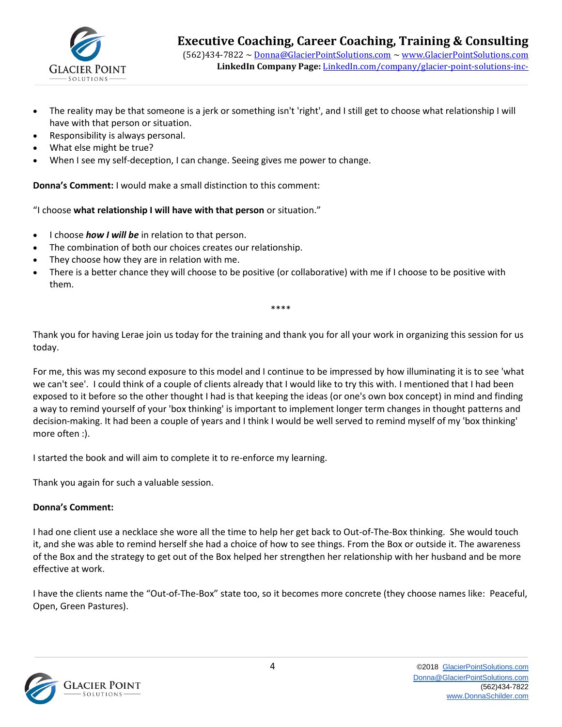- The reality may be that someone is a jerk or something isn't 'right', and I still get to choose what relationship I will have with that person or situation.
- Responsibility is always personal.
- What else might be true?
- When I see my self-deception, I can change. Seeing gives me power to change.

**Donna's Comment:** I would make a small distinction to this comment:

"I choose **what relationship I will have with that person** or situation."

- I choose ***how I will be*** in relation to that person.
- The combination of both our choices creates our relationship.
- They choose how they are in relation with me.
- There is a better chance they will choose to be positive (or collaborative) with me if I choose to be positive with them.

****

Thank you for having Lerae join us today for the training and thank you for all your work in organizing this session for us today.

For me, this was my second exposure to this model and I continue to be impressed by how illuminating it is to see 'what we can't see'. I could think of a couple of clients already that I would like to try this with. I mentioned that I had been exposed to it before so the other thought I had is that keeping the ideas (or one's own box concept) in mind and finding a way to remind yourself of your 'box thinking' is important to implement longer term changes in thought patterns and decision-making. It had been a couple of years and I think I would be well served to remind myself of my 'box thinking' more often :).

I started the book and will aim to complete it to re-enforce my learning.

Thank you again for such a valuable session.

**Donna's Comment:**

I had one client use a necklace she wore all the time to help her get back to Out-of-The-Box thinking. She would touch it, and she was able to remind herself she had a choice of how to see things. From the Box or outside it. The awareness of the Box and the strategy to get out of the Box helped her strengthen her relationship with her husband and be more effective at work.

I have the clients name the "Out-of-The-Box" state too, so it becomes more concrete (they choose names like: Peaceful, Open, Green Pastures).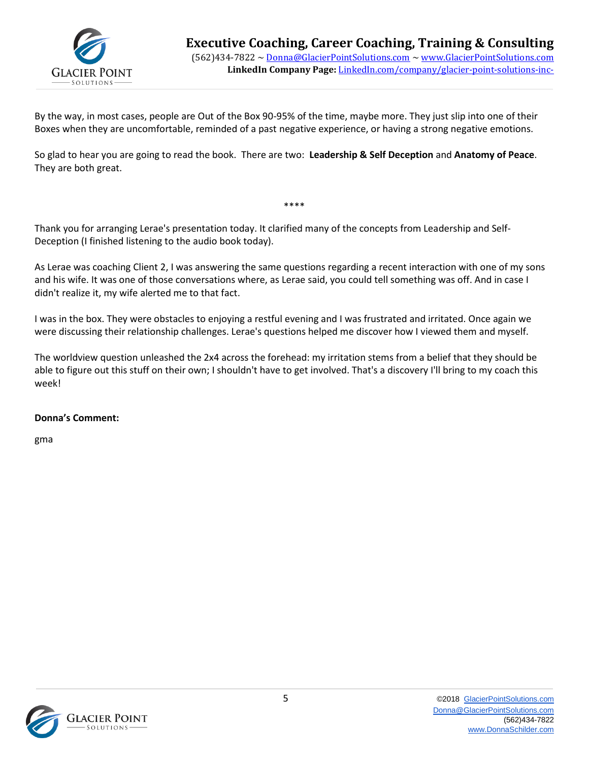By the way, in most cases, people are Out of the Box 90-95% of the time, maybe more. They just slip into one of their Boxes when they are uncomfortable, reminded of a past negative experience, or having a strong negative emotions.

So glad to hear you are going to read the book. There are two: **Leadership & Self Deception** and **Anatomy of Peace**. They are both great.

\*\*\*\*

Thank you for arranging Lerae's presentation today. It clarified many of the concepts from Leadership and Self-Deception (I finished listening to the audio book today).

As Lerae was coaching Client 2, I was answering the same questions regarding a recent interaction with one of my sons and his wife. It was one of those conversations where, as Lerae said, you could tell something was off. And in case I didn't realize it, my wife alerted me to that fact.

I was in the box. They were obstacles to enjoying a restful evening and I was frustrated and irritated. Once again we were discussing their relationship challenges. Lerae's questions helped me discover how I viewed them and myself.

The worldview question unleashed the 2x4 across the forehead: my irritation stems from a belief that they should be able to figure out this stuff on their own; I shouldn't have to get involved. That's a discovery I'll bring to my coach this week!

**Donna's Comment:**

gma